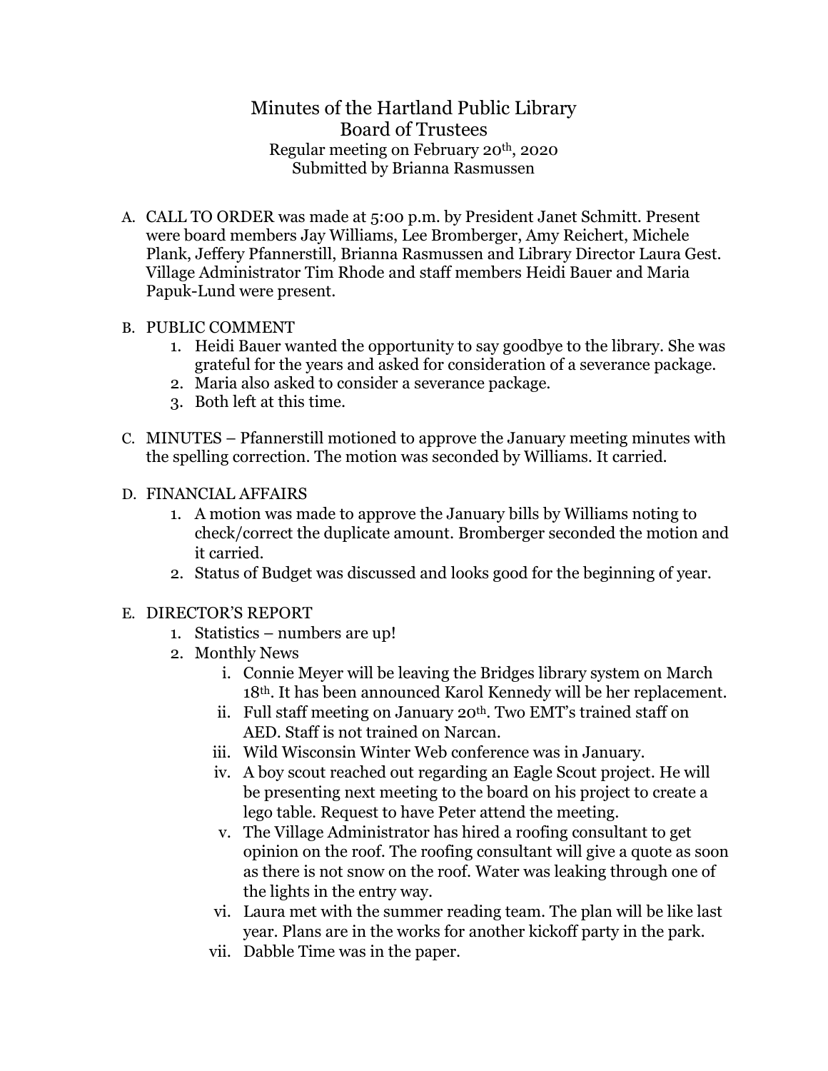# Minutes of the Hartland Public Library Board of Trustees

Regular meeting on February 20th, 2020

Submitted by Brianna Rasmussen

A. CALL TO ORDER was made at 5:00 p.m. by President Janet Schmitt. Present were board members Jay Williams, Lee Bromberger, Amy Reichert, Michele Plank, Jeffery Pfannerstill, Brianna Rasmussen and Library Director Laura Gest. Village Administrator Tim Rhode and staff members Heidi Bauer and Maria Papuk-Lund were present.

B. PUBLIC COMMENT
   1. Heidi Bauer wanted the opportunity to say goodbye to the library. She was grateful for the years and asked for consideration of a severance package.
   2. Maria also asked to consider a severance package.
   3. Both left at this time.

C. MINUTES – Pfannerstill motioned to approve the January meeting minutes with the spelling correction. The motion was seconded by Williams. It carried.

D. FINANCIAL AFFAIRS
   1. A motion was made to approve the January bills by Williams noting to check/correct the duplicate amount. Bromberger seconded the motion and it carried.
   2. Status of Budget was discussed and looks good for the beginning of year.

E. DIRECTOR'S REPORT
   1. Statistics – numbers are up!
   2. Monthly News
      i. Connie Meyer will be leaving the Bridges library system on March 18th. It has been announced Karol Kennedy will be her replacement.
      ii. Full staff meeting on January 20th. Two EMT's trained staff on AED. Staff is not trained on Narcan.
      iii. Wild Wisconsin Winter Web conference was in January.
      iv. A boy scout reached out regarding an Eagle Scout project. He will be presenting next meeting to the board on his project to create a lego table. Request to have Peter attend the meeting.
      v. The Village Administrator has hired a roofing consultant to get opinion on the roof. The roofing consultant will give a quote as soon as there is not snow on the roof. Water was leaking through one of the lights in the entry way.
      vi. Laura met with the summer reading team. The plan will be like last year. Plans are in the works for another kickoff party in the park.
      vii. Dabble Time was in the paper.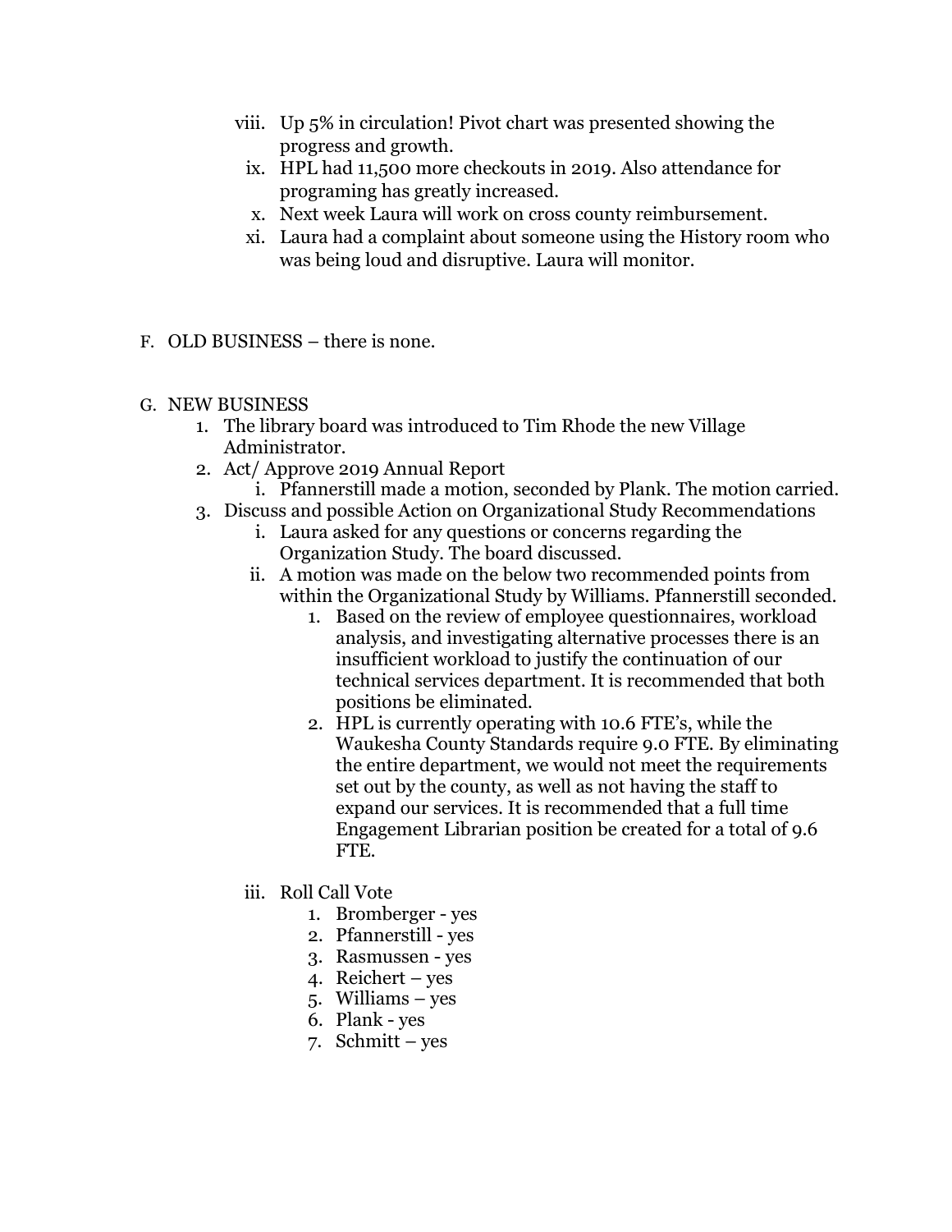viii. Up 5% in circulation! Pivot chart was presented showing the progress and growth.

ix. HPL had 11,500 more checkouts in 2019. Also attendance for programing has greatly increased.

x. Next week Laura will work on cross county reimbursement.

xi. Laura had a complaint about someone using the History room who was being loud and disruptive. Laura will monitor.

F. OLD BUSINESS – there is none.

G. NEW BUSINESS

1. The library board was introduced to Tim Rhode the new Village Administrator.
2. Act/ Approve 2019 Annual Report
   i. Pfannerstill made a motion, seconded by Plank. The motion carried.
3. Discuss and possible Action on Organizational Study Recommendations
   i. Laura asked for any questions or concerns regarding the Organization Study. The board discussed.
   ii. A motion was made on the below two recommended points from within the Organizational Study by Williams. Pfannerstill seconded.
      1. Based on the review of employee questionnaires, workload analysis, and investigating alternative processes there is an insufficient workload to justify the continuation of our technical services department. It is recommended that both positions be eliminated.
      2. HPL is currently operating with 10.6 FTE's, while the Waukesha County Standards require 9.0 FTE. By eliminating the entire department, we would not meet the requirements set out by the county, as well as not having the staff to expand our services. It is recommended that a full time Engagement Librarian position be created for a total of 9.6 FTE.

   iii. Roll Call Vote
      1. Bromberger - yes
      2. Pfannerstill - yes
      3. Rasmussen - yes
      4. Reichert – yes
      5. Williams – yes
      6. Plank - yes
      7. Schmitt – yes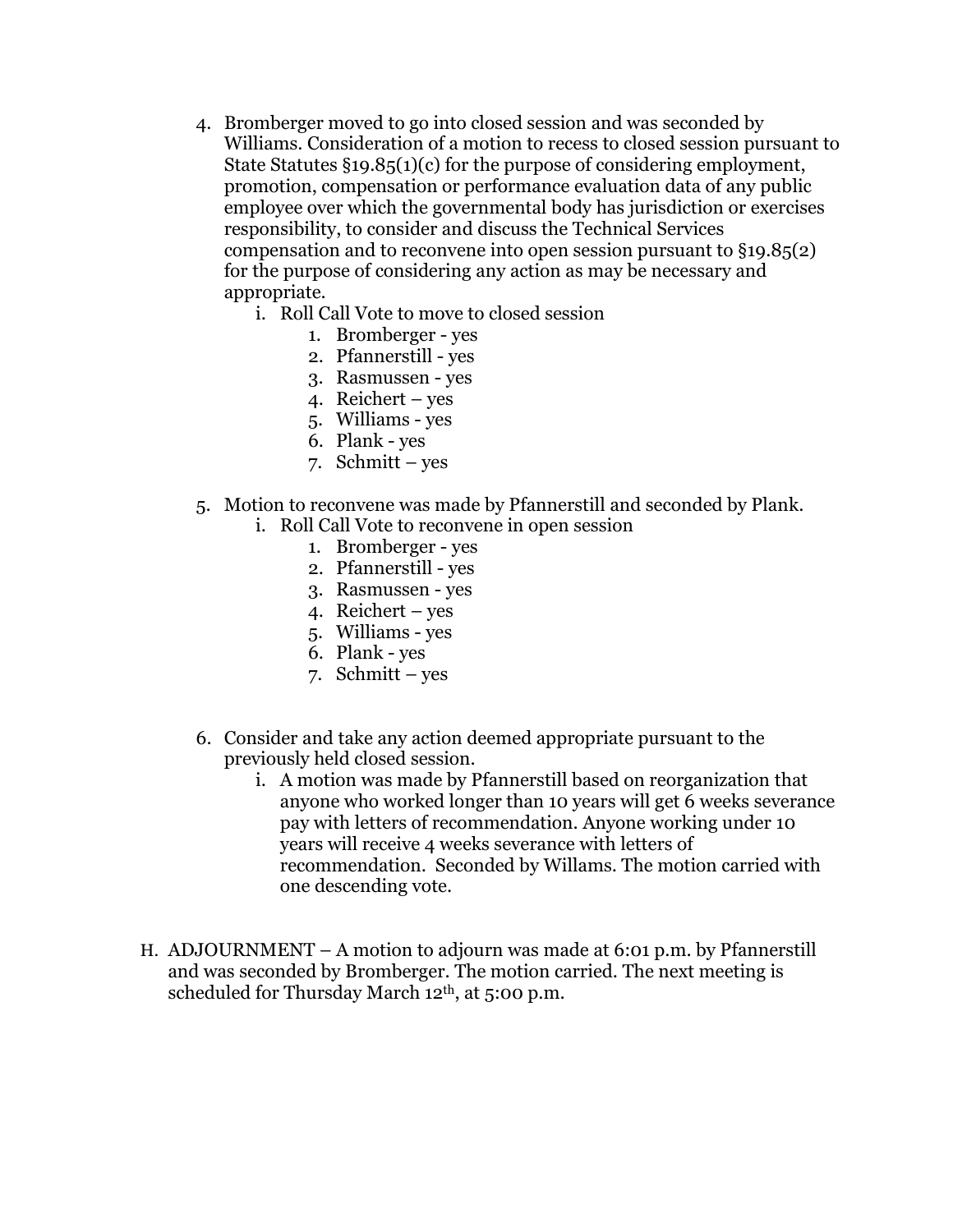4. Bromberger moved to go into closed session and was seconded by Williams. Consideration of a motion to recess to closed session pursuant to State Statutes §19.85(1)(c) for the purpose of considering employment, promotion, compensation or performance evaluation data of any public employee over which the governmental body has jurisdiction or exercises responsibility, to consider and discuss the Technical Services compensation and to reconvene into open session pursuant to §19.85(2) for the purpose of considering any action as may be necessary and appropriate.
   i. Roll Call Vote to move to closed session
      1. Bromberger - yes
      2. Pfannerstill - yes
      3. Rasmussen - yes
      4. Reichert – yes
      5. Williams - yes
      6. Plank - yes
      7. Schmitt – yes

5. Motion to reconvene was made by Pfannerstill and seconded by Plank.
   i. Roll Call Vote to reconvene in open session
      1. Bromberger - yes
      2. Pfannerstill - yes
      3. Rasmussen - yes
      4. Reichert – yes
      5. Williams - yes
      6. Plank - yes
      7. Schmitt – yes

6. Consider and take any action deemed appropriate pursuant to the previously held closed session.
   i. A motion was made by Pfannerstill based on reorganization that anyone who worked longer than 10 years will get 6 weeks severance pay with letters of recommendation. Anyone working under 10 years will receive 4 weeks severance with letters of recommendation. Seconded by Willams. The motion carried with one descending vote.

H. ADJOURNMENT – A motion to adjourn was made at 6:01 p.m. by Pfannerstill and was seconded by Bromberger. The motion carried. The next meeting is scheduled for Thursday March 12th, at 5:00 p.m.